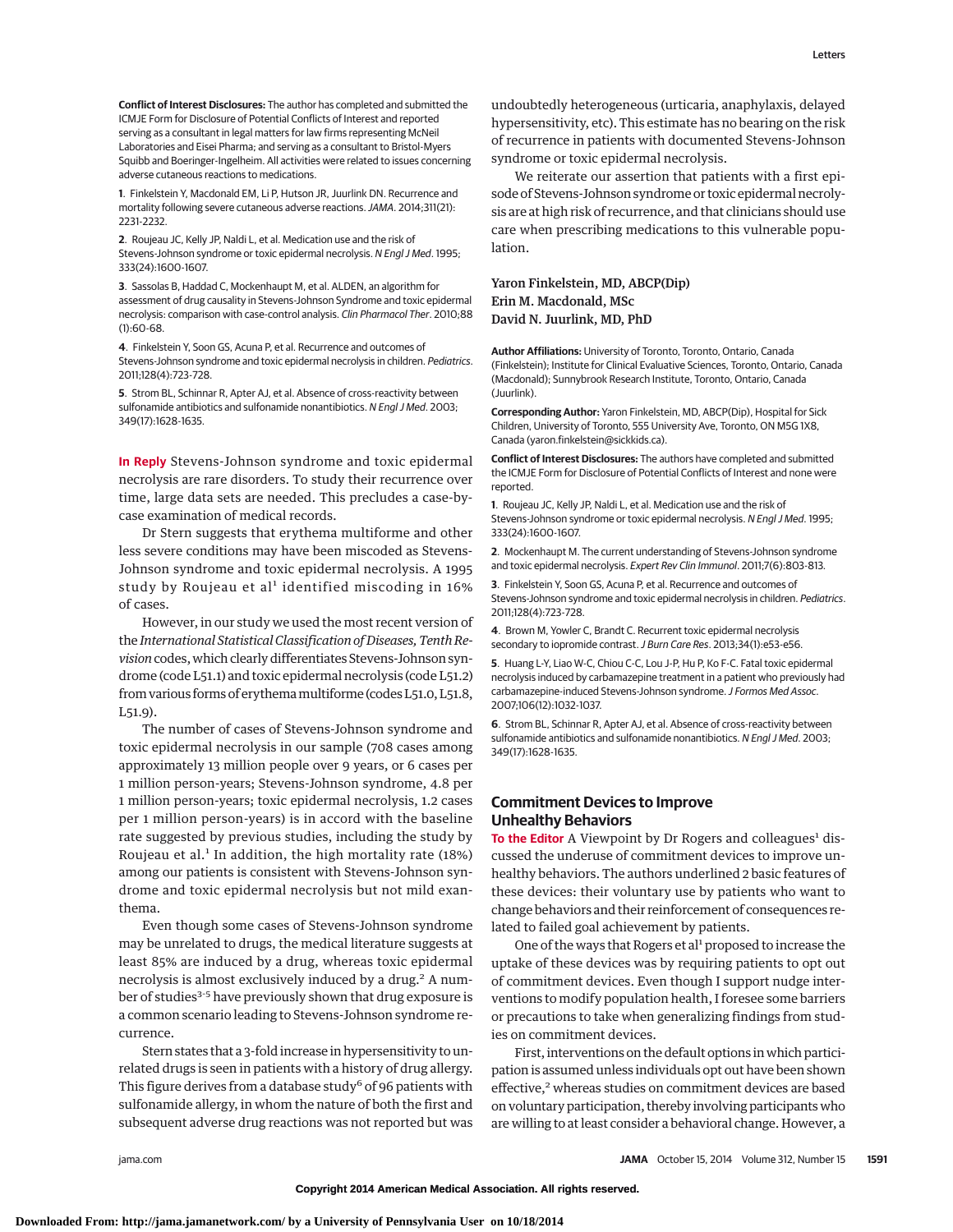**Conflict of Interest Disclosures:** The author has completed and submitted the ICMJE Form for Disclosure of Potential Conflicts of Interest and reported serving as a consultant in legal matters for law firms representing McNeil Laboratories and Eisei Pharma; and serving as a consultant to Bristol-Myers Squibb and Boeringer-Ingelheim. All activities were related to issues concerning adverse cutaneous reactions to medications.

1. Finkelstein Y, Macdonald EM, Li P, Hutson JR, Juurlink DN. Recurrence and mortality following severe cutaneous adverse reactions. *JAMA*. 2014;311(21):2231-2232.

2. Roujeau JC, Kelly JP, Naldi L, et al. Medication use and the risk of Stevens-Johnson syndrome or toxic epidermal necrolysis. *N Engl J Med*. 1995;333(24):1600-1607.

3. Sassolas B, Haddad C, Mockenhaupt M, et al. ALDEN, an algorithm for assessment of drug causality in Stevens-Johnson Syndrome and toxic epidermal necrolysis: comparison with case-control analysis. *Clin Pharmacol Ther*. 2010;88(1):60-68.

4. Finkelstein Y, Soon GS, Acuna P, et al. Recurrence and outcomes of Stevens-Johnson syndrome and toxic epidermal necrolysis in children. *Pediatrics*. 2011;128(4):723-728.

5. Strom BL, Schinnar R, Apter AJ, et al. Absence of cross-reactivity between sulfonamide antibiotics and sulfonamide nonantibiotics. *N Engl J Med*. 2003;349(17):1628-1635.

**In Reply** Stevens-Johnson syndrome and toxic epidermal necrolysis are rare disorders. To study their recurrence over time, large data sets are needed. This precludes a case-by-case examination of medical records.

Dr Stern suggests that erythema multiforme and other less severe conditions may have been miscoded as Stevens-Johnson syndrome and toxic epidermal necrolysis. A 1995 study by Roujeau et al[1] identified miscoding in 16% of cases.

However, in our study we used the most recent version of the *International Statistical Classification of Diseases, Tenth Revision* codes, which clearly differentiates Stevens-Johnson syndrome (code L51.1) and toxic epidermal necrolysis (code L51.2) from various forms of erythema multiforme (codes L51.0, L51.8, L51.9).

The number of cases of Stevens-Johnson syndrome and toxic epidermal necrolysis in our sample (708 cases among approximately 13 million people over 9 years, or 6 cases per 1 million person-years; Stevens-Johnson syndrome, 4.8 per 1 million person-years; toxic epidermal necrolysis, 1.2 cases per 1 million person-years) is in accord with the baseline rate suggested by previous studies, including the study by Roujeau et al.[1] In addition, the high mortality rate (18%) among our patients is consistent with Stevens-Johnson syndrome and toxic epidermal necrolysis but not mild exanthema.

Even though some cases of Stevens-Johnson syndrome may be unrelated to drugs, the medical literature suggests at least 85% are induced by a drug, whereas toxic epidermal necrolysis is almost exclusively induced by a drug.[2] A number of studies[3-5] have previously shown that drug exposure is a common scenario leading to Stevens-Johnson syndrome recurrence.

Stern states that a 3-fold increase in hypersensitivity to unrelated drugs is seen in patients with a history of drug allergy. This figure derives from a database study[6] of 96 patients with sulfonamide allergy, in whom the nature of both the first and subsequent adverse drug reactions was not reported but was undoubtedly heterogeneous (urticaria, anaphylaxis, delayed hypersensitivity, etc). This estimate has no bearing on the risk of recurrence in patients with documented Stevens-Johnson syndrome or toxic epidermal necrolysis.

We reiterate our assertion that patients with a first episode of Stevens-Johnson syndrome or toxic epidermal necrolysis are at high risk of recurrence, and that clinicians should use care when prescribing medications to this vulnerable population.

Yaron Finkelstein, MD, ABCP(Dip)
Erin M. Macdonald, MSc
David N. Juurlink, MD, PhD

**Author Affiliations:** University of Toronto, Toronto, Ontario, Canada (Finkelstein); Institute for Clinical Evaluative Sciences, Toronto, Ontario, Canada (Macdonald); Sunnybrook Research Institute, Toronto, Ontario, Canada (Juurlink).

**Corresponding Author:** Yaron Finkelstein, MD, ABCP(Dip), Hospital for Sick Children, University of Toronto, 555 University Ave, Toronto, ON M5G 1X8, Canada (yaron.finkelstein@sickkids.ca).

**Conflict of Interest Disclosures:** The authors have completed and submitted the ICMJE Form for Disclosure of Potential Conflicts of Interest and none were reported.

1. Roujeau JC, Kelly JP, Naldi L, et al. Medication use and the risk of Stevens-Johnson syndrome or toxic epidermal necrolysis. *N Engl J Med*. 1995;333(24):1600-1607.

2. Mockenhaupt M. The current understanding of Stevens-Johnson syndrome and toxic epidermal necrolysis. *Expert Rev Clin Immunol*. 2011;7(6):803-813.

3. Finkelstein Y, Soon GS, Acuna P, et al. Recurrence and outcomes of Stevens-Johnson syndrome and toxic epidermal necrolysis in children. *Pediatrics*. 2011;128(4):723-728.

4. Brown M, Yowler C, Brandt C. Recurrent toxic epidermal necrolysis secondary to iopromide contrast. *J Burn Care Res*. 2013;34(1):e53-e56.

5. Huang L-Y, Liao W-C, Chiou C-C, Lou J-P, Hu P, Ko F-C. Fatal toxic epidermal necrolysis induced by carbamazepine treatment in a patient who previously had carbamazepine-induced Stevens-Johnson syndrome. *J Formos Med Assoc*. 2007;106(12):1032-1037.

6. Strom BL, Schinnar R, Apter AJ, et al. Absence of cross-reactivity between sulfonamide antibiotics and sulfonamide nonantibiotics. *N Engl J Med*. 2003;349(17):1628-1635.

## Commitment Devices to Improve Unhealthy Behaviors

**To the Editor** A Viewpoint by Dr Rogers and colleagues[1] discussed the underuse of commitment devices to improve unhealthy behaviors. The authors underlined 2 basic features of these devices: their voluntary use by patients who want to change behaviors and their reinforcement of consequences related to failed goal achievement by patients.

One of the ways that Rogers et al[1] proposed to increase the uptake of these devices was by requiring patients to opt out of commitment devices. Even though I support nudge interventions to modify population health, I foresee some barriers or precautions to take when generalizing findings from studies on commitment devices.

First, interventions on the default options in which participation is assumed unless individuals opt out have been shown effective,[2] whereas studies on commitment devices are based on voluntary participation, thereby involving participants who are willing to at least consider a behavioral change. However, a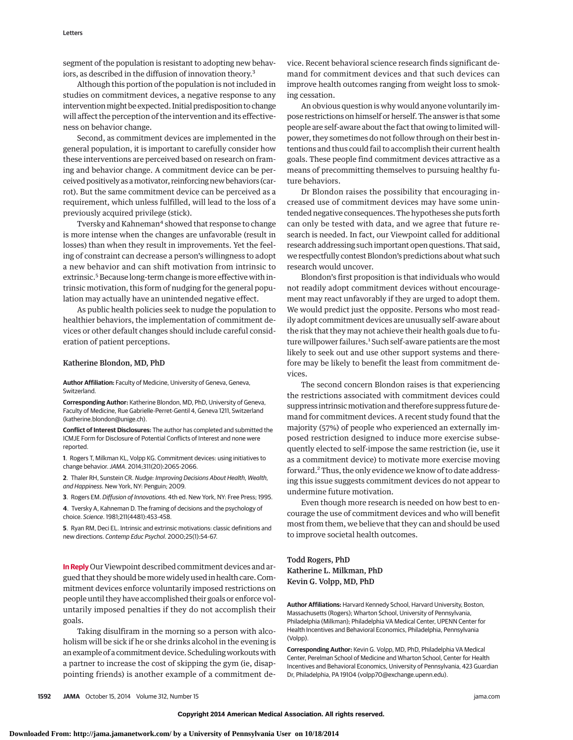segment of the population is resistant to adopting new behaviors, as described in the diffusion of innovation theory.[3]

Although this portion of the population is not included in studies on commitment devices, a negative response to any intervention might be expected. Initial predisposition to change will affect the perception of the intervention and its effectiveness on behavior change.

Second, as commitment devices are implemented in the general population, it is important to carefully consider how these interventions are perceived based on research on framing and behavior change. A commitment device can be perceived positively as a motivator, reinforcing new behaviors (carrot). But the same commitment device can be perceived as a requirement, which unless fulfilled, will lead to the loss of a previously acquired privilege (stick).

Tversky and Kahneman[4] showed that response to change is more intense when the changes are unfavorable (result in losses) than when they result in improvements. Yet the feeling of constraint can decrease a person's willingness to adopt a new behavior and can shift motivation from intrinsic to extrinsic.[5] Because long-term change is more effective with intrinsic motivation, this form of nudging for the general population may actually have an unintended negative effect.

As public health policies seek to nudge the population to healthier behaviors, the implementation of commitment devices or other default changes should include careful consideration of patient perceptions.

Katherine Blondon, MD, PhD

**Author Affiliation:** Faculty of Medicine, University of Geneva, Geneva, Switzerland.

**Corresponding Author:** Katherine Blondon, MD, PhD, University of Geneva, Faculty of Medicine, Rue Gabrielle-Perret-Gentil 4, Geneva 1211, Switzerland (katherine.blondon@unige.ch).

**Conflict of Interest Disclosures:** The author has completed and submitted the ICMJE Form for Disclosure of Potential Conflicts of Interest and none were reported.

**1**. Rogers T, Milkman KL, Volpp KG. Commitment devices: using initiatives to change behavior. *JAMA*. 2014;311(20):2065-2066.

**2**. Thaler RH, Sunstein CR. *Nudge: Improving Decisions About Health, Wealth, and Happiness*. New York, NY: Penguin; 2009.

**3**. Rogers EM. *Diffusion of Innovations*. 4th ed. New York, NY: Free Press; 1995.

**4**. Tversky A, Kahneman D. The framing of decisions and the psychology of choice. *Science*. 1981;211(4481):453-458.

**5**. Ryan RM, Deci EL. Intrinsic and extrinsic motivations: classic definitions and new directions. *Contemp Educ Psychol*. 2000;25(1):54-67.

**In Reply** Our Viewpoint described commitment devices and argued that they should be more widely used in health care. Commitment devices enforce voluntarily imposed restrictions on people until they have accomplished their goals or enforce voluntarily imposed penalties if they do not accomplish their goals.

Taking disulfiram in the morning so a person with alcoholism will be sick if he or she drinks alcohol in the evening is an example of a commitment device. Scheduling workouts with a partner to increase the cost of skipping the gym (ie, disappointing friends) is another example of a commitment device. Recent behavioral science research finds significant demand for commitment devices and that such devices can improve health outcomes ranging from weight loss to smoking cessation.

An obvious question is why would anyone voluntarily impose restrictions on himself or herself. The answer is that some people are self-aware about the fact that owing to limited willpower, they sometimes do not follow through on their best intentions and thus could fail to accomplish their current health goals. These people find commitment devices attractive as a means of precommitting themselves to pursuing healthy future behaviors.

Dr Blondon raises the possibility that encouraging increased use of commitment devices may have some unintended negative consequences. The hypotheses she puts forth can only be tested with data, and we agree that future research is needed. In fact, our Viewpoint called for additional research addressing such important open questions. That said, we respectfully contest Blondon's predictions about what such research would uncover.

Blondon's first proposition is that individuals who would not readily adopt commitment devices without encouragement may react unfavorably if they are urged to adopt them. We would predict just the opposite. Persons who most readily adopt commitment devices are unusually self-aware about the risk that they may not achieve their health goals due to future willpower failures.[1] Such self-aware patients are the most likely to seek out and use other support systems and therefore may be likely to benefit the least from commitment devices.

The second concern Blondon raises is that experiencing the restrictions associated with commitment devices could suppress intrinsic motivation and therefore suppress future demand for commitment devices. A recent study found that the majority (57%) of people who experienced an externally imposed restriction designed to induce more exercise subsequently elected to self-impose the same restriction (ie, use it as a commitment device) to motivate more exercise moving forward.[2] Thus, the only evidence we know of to date addressing this issue suggests commitment devices do not appear to undermine future motivation.

Even though more research is needed on how best to encourage the use of commitment devices and who will benefit most from them, we believe that they can and should be used to improve societal health outcomes.

Todd Rogers, PhD
Katherine L. Milkman, PhD
Kevin G. Volpp, MD, PhD

**Author Affiliations:** Harvard Kennedy School, Harvard University, Boston, Massachusetts (Rogers); Wharton School, University of Pennsylvania, Philadelphia (Milkman); Philadelphia VA Medical Center, UPENN Center for Health Incentives and Behavioral Economics, Philadelphia, Pennsylvania (Volpp).

**Corresponding Author:** Kevin G. Volpp, MD, PhD, Philadelphia VA Medical Center, Perelman School of Medicine and Wharton School, Center for Health Incentives and Behavioral Economics, University of Pennsylvania, 423 Guardian Dr, Philadelphia, PA 19104 (volpp70@exchange.upenn.edu).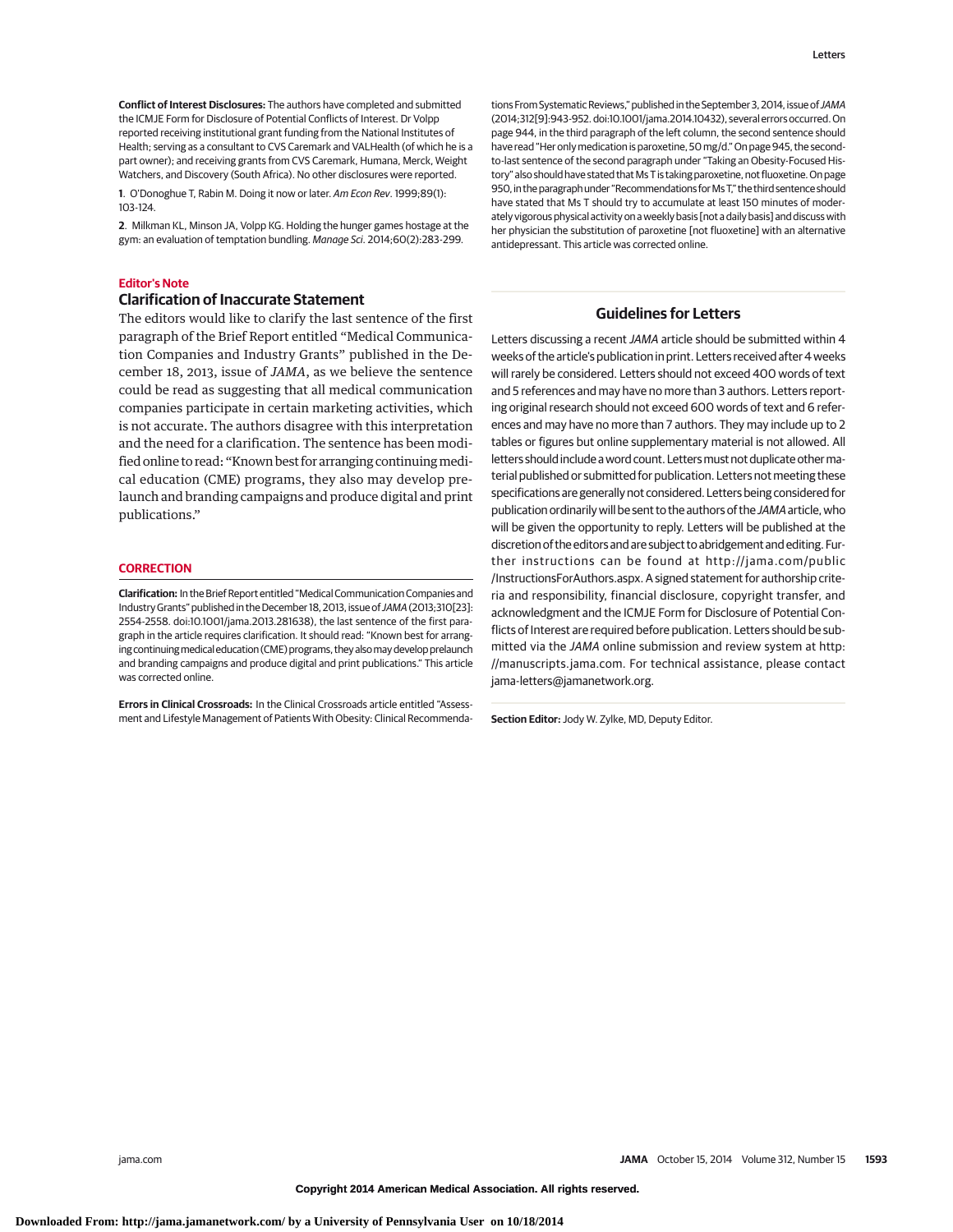**Conflict of Interest Disclosures:** The authors have completed and submitted the ICMJE Form for Disclosure of Potential Conflicts of Interest. Dr Volpp reported receiving institutional grant funding from the National Institutes of Health; serving as a consultant to CVS Caremark and VALHealth (of which he is a part owner); and receiving grants from CVS Caremark, Humana, Merck, Weight Watchers, and Discovery (South Africa). No other disclosures were reported.

1. O'Donoghue T, Rabin M. Doing it now or later. *Am Econ Rev*. 1999;89(1): 103-124.

2. Milkman KL, Minson JA, Volpp KG. Holding the hunger games hostage at the gym: an evaluation of temptation bundling. *Manage Sci*. 2014;60(2):283-299.

**Editor's Note**

## Clarification of Inaccurate Statement

The editors would like to clarify the last sentence of the first paragraph of the Brief Report entitled "Medical Communication Companies and Industry Grants" published in the December 18, 2013, issue of *JAMA*, as we believe the sentence could be read as suggesting that all medical communication companies participate in certain marketing activities, which is not accurate. The authors disagree with this interpretation and the need for a clarification. The sentence has been modified online to read: "Known best for arranging continuing medical education (CME) programs, they also may develop prelaunch and branding campaigns and produce digital and print publications."

## CORRECTION

**Clarification:** In the Brief Report entitled "Medical Communication Companies and Industry Grants" published in the December 18, 2013, issue of *JAMA* (2013;310[23]: 2554-2558. doi:10.1001/jama.2013.281638), the last sentence of the first paragraph in the article requires clarification. It should read: "Known best for arranging continuing medical education (CME) programs, they also may develop prelaunch and branding campaigns and produce digital and print publications." This article was corrected online.

**Errors in Clinical Crossroads:** In the Clinical Crossroads article entitled "Assessment and Lifestyle Management of Patients With Obesity: Clinical Recommendations From Systematic Reviews," published in the September 3, 2014, issue of *JAMA* (2014;312[9]:943-952. doi:10.1001/jama.2014.10432), several errors occurred. On page 944, in the third paragraph of the left column, the second sentence should have read "Her only medication is paroxetine, 50 mg/d." On page 945, the second-to-last sentence of the second paragraph under "Taking an Obesity-Focused History" also should have stated that Ms T is taking paroxetine, not fluoxetine. On page 950, in the paragraph under "Recommendations for Ms T," the third sentence should have stated that Ms T should try to accumulate at least 150 minutes of moderately vigorous physical activity on a weekly basis [not a daily basis] and discuss with her physician the substitution of paroxetine [not fluoxetine] with an alternative antidepressant. This article was corrected online.

## Guidelines for Letters

Letters discussing a recent *JAMA* article should be submitted within 4 weeks of the article's publication in print. Letters received after 4 weeks will rarely be considered. Letters should not exceed 400 words of text and 5 references and may have no more than 3 authors. Letters reporting original research should not exceed 600 words of text and 6 references and may have no more than 7 authors. They may include up to 2 tables or figures but online supplementary material is not allowed. All letters should include a word count. Letters must not duplicate other material published or submitted for publication. Letters not meeting these specifications are generally not considered. Letters being considered for publication ordinarily will be sent to the authors of the *JAMA* article, who will be given the opportunity to reply. Letters will be published at the discretion of the editors and are subject to abridgement and editing. Further instructions can be found at http://jama.com/public/InstructionsForAuthors.aspx. A signed statement for authorship criteria and responsibility, financial disclosure, copyright transfer, and acknowledgment and the ICMJE Form for Disclosure of Potential Conflicts of Interest are required before publication. Letters should be submitted via the *JAMA* online submission and review system at http://manuscripts.jama.com. For technical assistance, please contact jama-letters@jamanetwork.org.

**Section Editor:** Jody W. Zylke, MD, Deputy Editor.